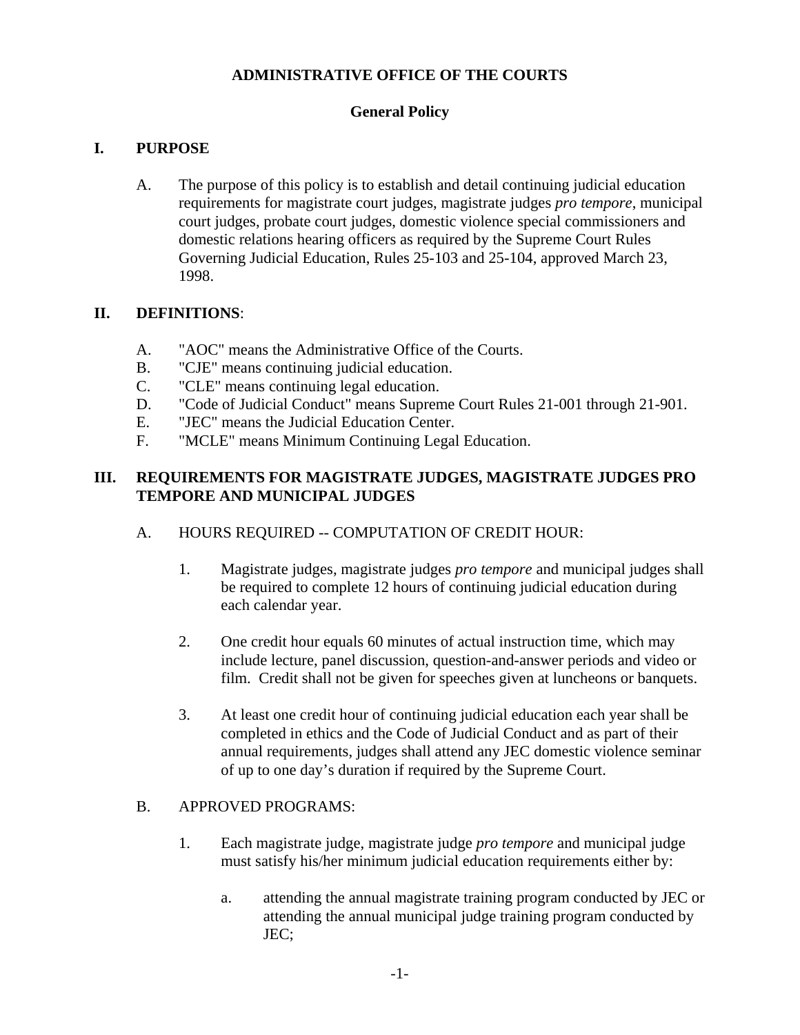# ADMINISTRATIVE OFFICE OF THE COURTS

## General Policy

## I. PURPOSE

A. The purpose of this policy is to establish and detail continuing judicial education requirements for magistrate court judges, magistrate judges *pro tempore*, municipal court judges, probate court judges, domestic violence special commissioners and domestic relations hearing officers as required by the Supreme Court Rules Governing Judicial Education, Rules 25-103 and 25-104, approved March 23, 1998.

## II. DEFINITIONS:

A. "AOC" means the Administrative Office of the Courts.
B. "CJE" means continuing judicial education.
C. "CLE" means continuing legal education.
D. "Code of Judicial Conduct" means Supreme Court Rules 21-001 through 21-901.
E. "JEC" means the Judicial Education Center.
F. "MCLE" means Minimum Continuing Legal Education.

## III. REQUIREMENTS FOR MAGISTRATE JUDGES, MAGISTRATE JUDGES PRO TEMPORE AND MUNICIPAL JUDGES

A. HOURS REQUIRED -- COMPUTATION OF CREDIT HOUR:

1. Magistrate judges, magistrate judges *pro tempore* and municipal judges shall be required to complete 12 hours of continuing judicial education during each calendar year.

2. One credit hour equals 60 minutes of actual instruction time, which may include lecture, panel discussion, question-and-answer periods and video or film. Credit shall not be given for speeches given at luncheons or banquets.

3. At least one credit hour of continuing judicial education each year shall be completed in ethics and the Code of Judicial Conduct and as part of their annual requirements, judges shall attend any JEC domestic violence seminar of up to one day's duration if required by the Supreme Court.

B. APPROVED PROGRAMS:

1. Each magistrate judge, magistrate judge *pro tempore* and municipal judge must satisfy his/her minimum judicial education requirements either by:

   a. attending the annual magistrate training program conducted by JEC or attending the annual municipal judge training program conducted by JEC;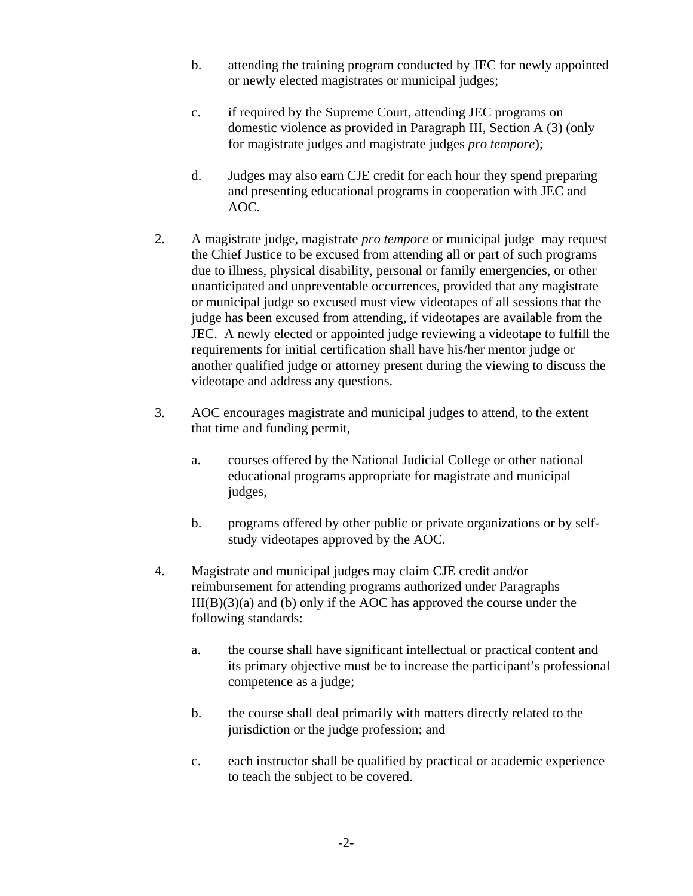b. attending the training program conducted by JEC for newly appointed or newly elected magistrates or municipal judges;

   c. if required by the Supreme Court, attending JEC programs on domestic violence as provided in Paragraph III, Section A (3) (only for magistrate judges and magistrate judges *pro tempore*);

   d. Judges may also earn CJE credit for each hour they spend preparing and presenting educational programs in cooperation with JEC and AOC.

2. A magistrate judge, magistrate *pro tempore* or municipal judge may request the Chief Justice to be excused from attending all or part of such programs due to illness, physical disability, personal or family emergencies, or other unanticipated and unpreventable occurrences, provided that any magistrate or municipal judge so excused must view videotapes of all sessions that the judge has been excused from attending, if videotapes are available from the JEC. A newly elected or appointed judge reviewing a videotape to fulfill the requirements for initial certification shall have his/her mentor judge or another qualified judge or attorney present during the viewing to discuss the videotape and address any questions.

3. AOC encourages magistrate and municipal judges to attend, to the extent that time and funding permit,

   a. courses offered by the National Judicial College or other national educational programs appropriate for magistrate and municipal judges,

   b. programs offered by other public or private organizations or by self-study videotapes approved by the AOC.

4. Magistrate and municipal judges may claim CJE credit and/or reimbursement for attending programs authorized under Paragraphs III(B)(3)(a) and (b) only if the AOC has approved the course under the following standards:

   a. the course shall have significant intellectual or practical content and its primary objective must be to increase the participant's professional competence as a judge;

   b. the course shall deal primarily with matters directly related to the jurisdiction or the judge profession; and

   c. each instructor shall be qualified by practical or academic experience to teach the subject to be covered.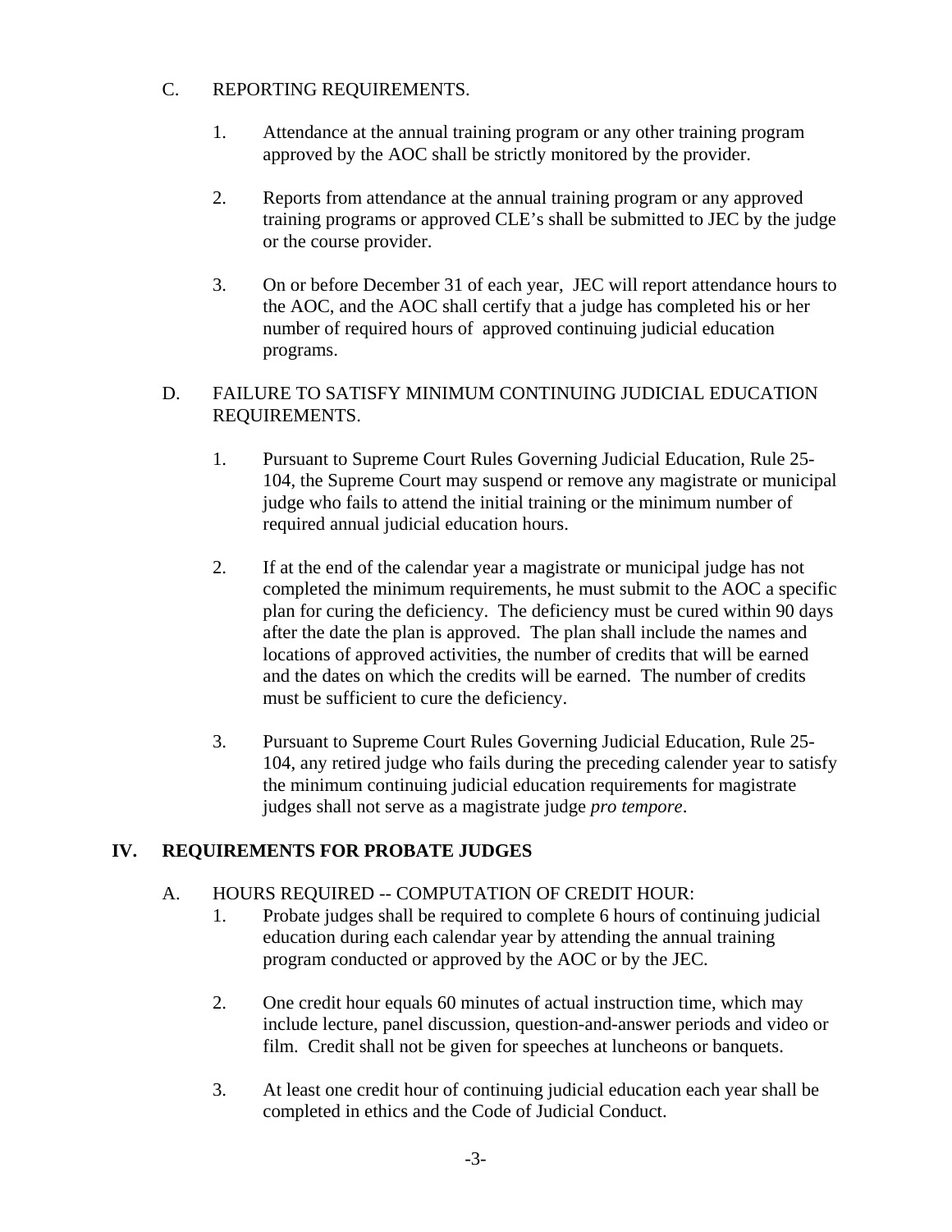C. REPORTING REQUIREMENTS.

1. Attendance at the annual training program or any other training program approved by the AOC shall be strictly monitored by the provider.

2. Reports from attendance at the annual training program or any approved training programs or approved CLE's shall be submitted to JEC by the judge or the course provider.

3. On or before December 31 of each year, JEC will report attendance hours to the AOC, and the AOC shall certify that a judge has completed his or her number of required hours of approved continuing judicial education programs.

D. FAILURE TO SATISFY MINIMUM CONTINUING JUDICIAL EDUCATION REQUIREMENTS.

1. Pursuant to Supreme Court Rules Governing Judicial Education, Rule 25-104, the Supreme Court may suspend or remove any magistrate or municipal judge who fails to attend the initial training or the minimum number of required annual judicial education hours.

2. If at the end of the calendar year a magistrate or municipal judge has not completed the minimum requirements, he must submit to the AOC a specific plan for curing the deficiency. The deficiency must be cured within 90 days after the date the plan is approved. The plan shall include the names and locations of approved activities, the number of credits that will be earned and the dates on which the credits will be earned. The number of credits must be sufficient to cure the deficiency.

3. Pursuant to Supreme Court Rules Governing Judicial Education, Rule 25-104, any retired judge who fails during the preceding calender year to satisfy the minimum continuing judicial education requirements for magistrate judges shall not serve as a magistrate judge *pro tempore*.

## IV. REQUIREMENTS FOR PROBATE JUDGES

A. HOURS REQUIRED -- COMPUTATION OF CREDIT HOUR:

1. Probate judges shall be required to complete 6 hours of continuing judicial education during each calendar year by attending the annual training program conducted or approved by the AOC or by the JEC.

2. One credit hour equals 60 minutes of actual instruction time, which may include lecture, panel discussion, question-and-answer periods and video or film. Credit shall not be given for speeches at luncheons or banquets.

3. At least one credit hour of continuing judicial education each year shall be completed in ethics and the Code of Judicial Conduct.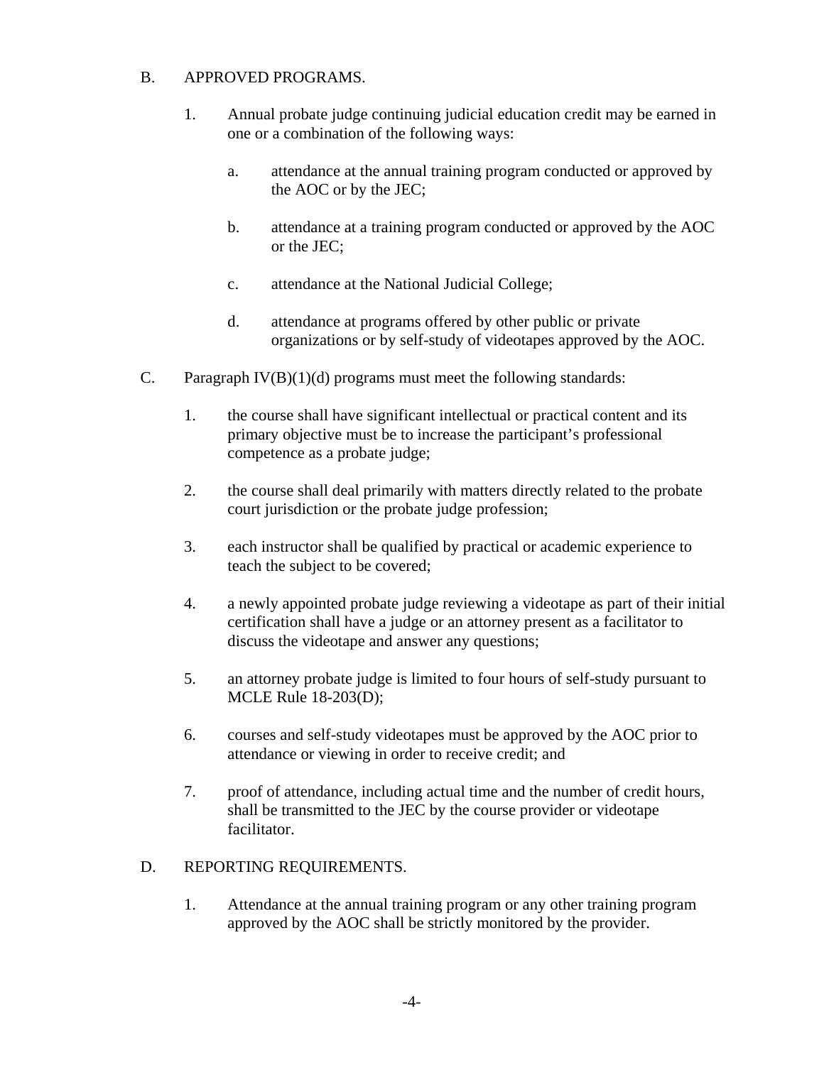B. APPROVED PROGRAMS.

1. Annual probate judge continuing judicial education credit may be earned in one or a combination of the following ways:

   a. attendance at the annual training program conducted or approved by the AOC or by the JEC;

   b. attendance at a training program conducted or approved by the AOC or the JEC;

   c. attendance at the National Judicial College;

   d. attendance at programs offered by other public or private organizations or by self-study of videotapes approved by the AOC.

C. Paragraph IV(B)(1)(d) programs must meet the following standards:

1. the course shall have significant intellectual or practical content and its primary objective must be to increase the participant's professional competence as a probate judge;

2. the course shall deal primarily with matters directly related to the probate court jurisdiction or the probate judge profession;

3. each instructor shall be qualified by practical or academic experience to teach the subject to be covered;

4. a newly appointed probate judge reviewing a videotape as part of their initial certification shall have a judge or an attorney present as a facilitator to discuss the videotape and answer any questions;

5. an attorney probate judge is limited to four hours of self-study pursuant to MCLE Rule 18-203(D);

6. courses and self-study videotapes must be approved by the AOC prior to attendance or viewing in order to receive credit; and

7. proof of attendance, including actual time and the number of credit hours, shall be transmitted to the JEC by the course provider or videotape facilitator.

D. REPORTING REQUIREMENTS.

1. Attendance at the annual training program or any other training program approved by the AOC shall be strictly monitored by the provider.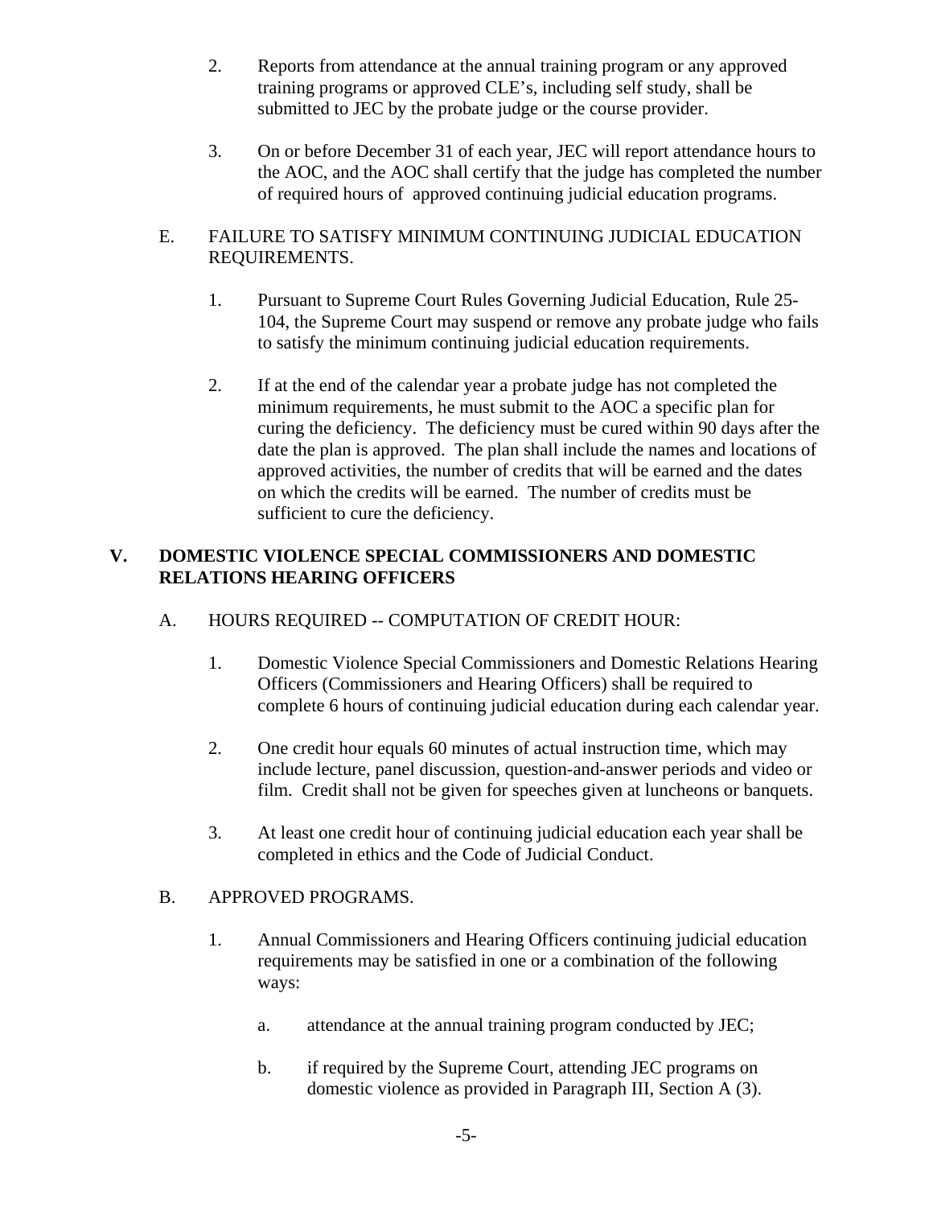2. Reports from attendance at the annual training program or any approved training programs or approved CLE's, including self study, shall be submitted to JEC by the probate judge or the course provider.

3. On or before December 31 of each year, JEC will report attendance hours to the AOC, and the AOC shall certify that the judge has completed the number of required hours of approved continuing judicial education programs.

E. FAILURE TO SATISFY MINIMUM CONTINUING JUDICIAL EDUCATION REQUIREMENTS.

1. Pursuant to Supreme Court Rules Governing Judicial Education, Rule 25-104, the Supreme Court may suspend or remove any probate judge who fails to satisfy the minimum continuing judicial education requirements.

2. If at the end of the calendar year a probate judge has not completed the minimum requirements, he must submit to the AOC a specific plan for curing the deficiency. The deficiency must be cured within 90 days after the date the plan is approved. The plan shall include the names and locations of approved activities, the number of credits that will be earned and the dates on which the credits will be earned. The number of credits must be sufficient to cure the deficiency.

## V. DOMESTIC VIOLENCE SPECIAL COMMISSIONERS AND DOMESTIC RELATIONS HEARING OFFICERS

A. HOURS REQUIRED -- COMPUTATION OF CREDIT HOUR:

1. Domestic Violence Special Commissioners and Domestic Relations Hearing Officers (Commissioners and Hearing Officers) shall be required to complete 6 hours of continuing judicial education during each calendar year.

2. One credit hour equals 60 minutes of actual instruction time, which may include lecture, panel discussion, question-and-answer periods and video or film. Credit shall not be given for speeches given at luncheons or banquets.

3. At least one credit hour of continuing judicial education each year shall be completed in ethics and the Code of Judicial Conduct.

B. APPROVED PROGRAMS.

1. Annual Commissioners and Hearing Officers continuing judicial education requirements may be satisfied in one or a combination of the following ways:

   a. attendance at the annual training program conducted by JEC;

   b. if required by the Supreme Court, attending JEC programs on domestic violence as provided in Paragraph III, Section A (3).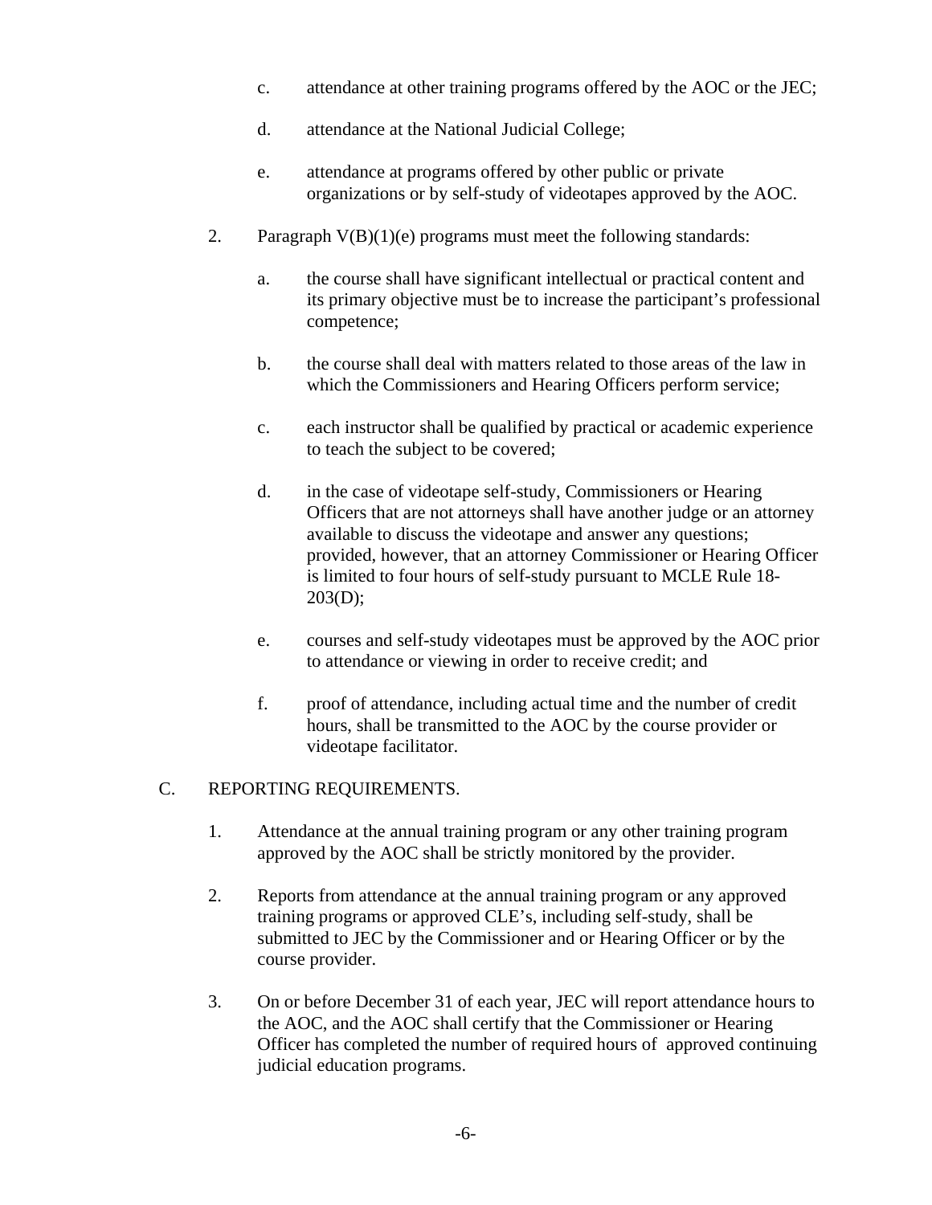c. attendance at other training programs offered by the AOC or the JEC;

d. attendance at the National Judicial College;

e. attendance at programs offered by other public or private organizations or by self-study of videotapes approved by the AOC.

2. Paragraph V(B)(1)(e) programs must meet the following standards:

   a. the course shall have significant intellectual or practical content and its primary objective must be to increase the participant's professional competence;

   b. the course shall deal with matters related to those areas of the law in which the Commissioners and Hearing Officers perform service;

   c. each instructor shall be qualified by practical or academic experience to teach the subject to be covered;

   d. in the case of videotape self-study, Commissioners or Hearing Officers that are not attorneys shall have another judge or an attorney available to discuss the videotape and answer any questions; provided, however, that an attorney Commissioner or Hearing Officer is limited to four hours of self-study pursuant to MCLE Rule 18-203(D);

   e. courses and self-study videotapes must be approved by the AOC prior to attendance or viewing in order to receive credit; and

   f. proof of attendance, including actual time and the number of credit hours, shall be transmitted to the AOC by the course provider or videotape facilitator.

C. REPORTING REQUIREMENTS.

1. Attendance at the annual training program or any other training program approved by the AOC shall be strictly monitored by the provider.

2. Reports from attendance at the annual training program or any approved training programs or approved CLE's, including self-study, shall be submitted to JEC by the Commissioner and or Hearing Officer or by the course provider.

3. On or before December 31 of each year, JEC will report attendance hours to the AOC, and the AOC shall certify that the Commissioner or Hearing Officer has completed the number of required hours of approved continuing judicial education programs.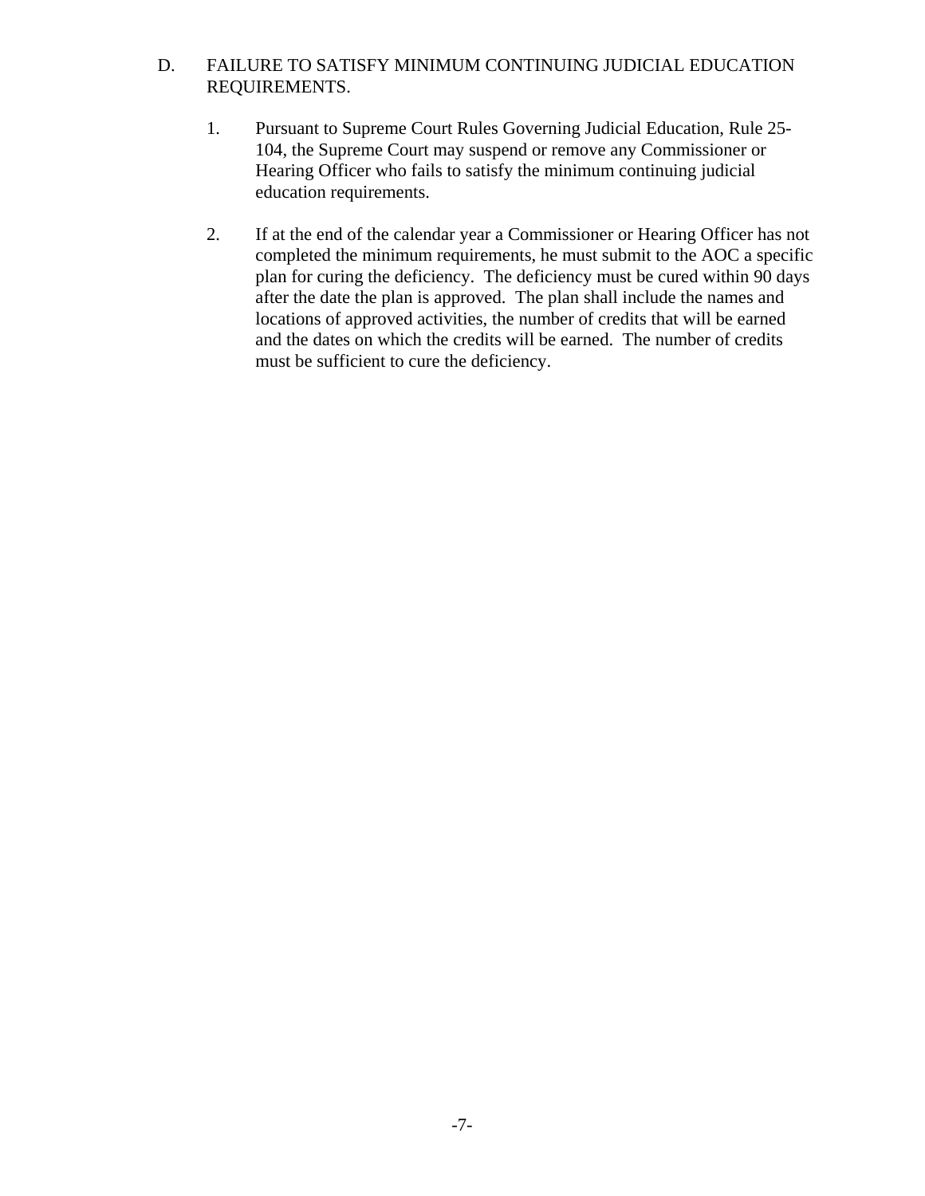D. FAILURE TO SATISFY MINIMUM CONTINUING JUDICIAL EDUCATION REQUIREMENTS.

1. Pursuant to Supreme Court Rules Governing Judicial Education, Rule 25-104, the Supreme Court may suspend or remove any Commissioner or Hearing Officer who fails to satisfy the minimum continuing judicial education requirements.

2. If at the end of the calendar year a Commissioner or Hearing Officer has not completed the minimum requirements, he must submit to the AOC a specific plan for curing the deficiency. The deficiency must be cured within 90 days after the date the plan is approved. The plan shall include the names and locations of approved activities, the number of credits that will be earned and the dates on which the credits will be earned. The number of credits must be sufficient to cure the deficiency.